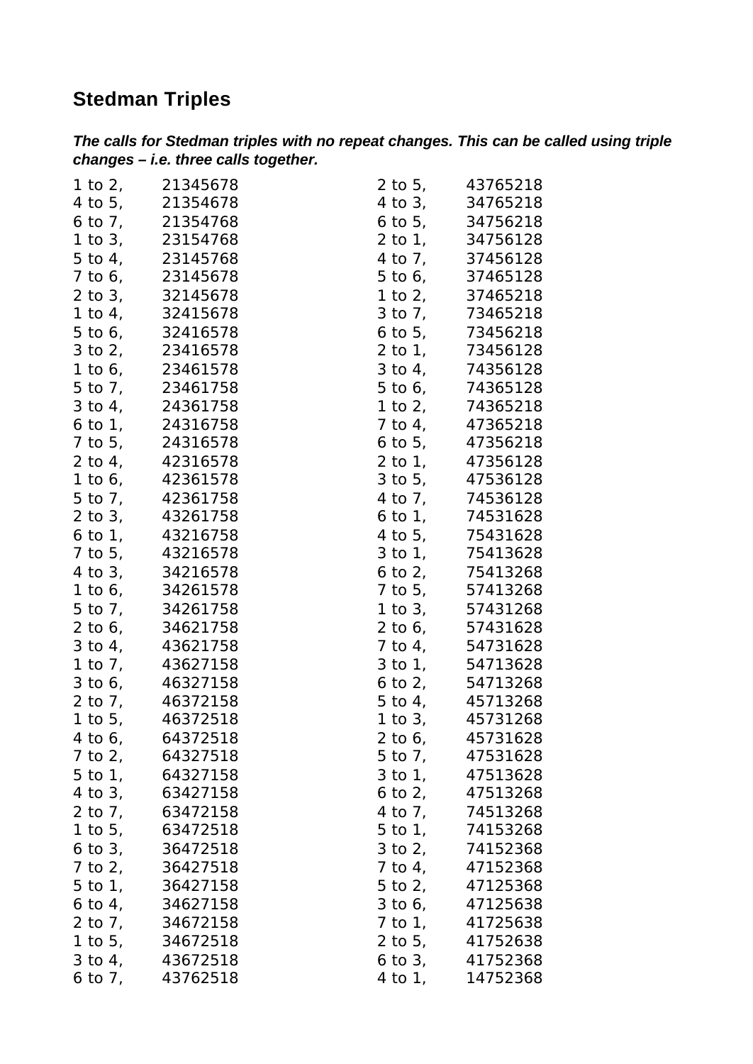## Stedman Triples

***The calls for Stedman triples with no repeat changes. This can be called using triple changes – i.e. three calls together.***

1 to 2, 21345678
4 to 5, 21354678
6 to 7, 21354768
1 to 3, 23154768
5 to 4, 23145768
7 to 6, 23145678
2 to 3, 32145678
1 to 4, 32415678
5 to 6, 32416578
3 to 2, 23416578
1 to 6, 23461578
5 to 7, 23461758
3 to 4, 24361758
6 to 1, 24316758
7 to 5, 24316578
2 to 4, 42316578
1 to 6, 42361578
5 to 7, 42361758
2 to 3, 43261758
6 to 1, 43216758
7 to 5, 43216578
4 to 3, 34216578
1 to 6, 34261578
5 to 7, 34261758
2 to 6, 34621758
3 to 4, 43621758
1 to 7, 43627158
3 to 6, 46327158
2 to 7, 46372158
1 to 5, 46372518
4 to 6, 64372518
7 to 2, 64327518
5 to 1, 64327158
4 to 3, 63427158
2 to 7, 63472158
1 to 5, 63472518
6 to 3, 36472518
7 to 2, 36427518
5 to 1, 36427158
6 to 4, 34627158
2 to 7, 34672158
1 to 5, 34672518
3 to 4, 43672518
6 to 7, 43762518
2 to 5, 43765218
4 to 3, 34765218
6 to 5, 34756218
2 to 1, 34756128
4 to 7, 37456128
5 to 6, 37465128
1 to 2, 37465218
3 to 7, 73465218
6 to 5, 73456218
2 to 1, 73456128
3 to 4, 74356128
5 to 6, 74365128
1 to 2, 74365218
7 to 4, 47365218
6 to 5, 47356218
2 to 1, 47356128
3 to 5, 47536128
4 to 7, 74536128
6 to 1, 74531628
4 to 5, 75431628
3 to 1, 75413628
6 to 2, 75413268
7 to 5, 57413268
1 to 3, 57431268
2 to 6, 57431628
7 to 4, 54731628
3 to 1, 54713628
6 to 2, 54713268
5 to 4, 45713268
1 to 3, 45731268
2 to 6, 45731628
5 to 7, 47531628
3 to 1, 47513628
6 to 2, 47513268
4 to 7, 74513268
5 to 1, 74153268
3 to 2, 74152368
7 to 4, 47152368
5 to 2, 47125368
3 to 6, 47125638
7 to 1, 41725638
2 to 5, 41752638
6 to 3, 41752368
4 to 1, 14752368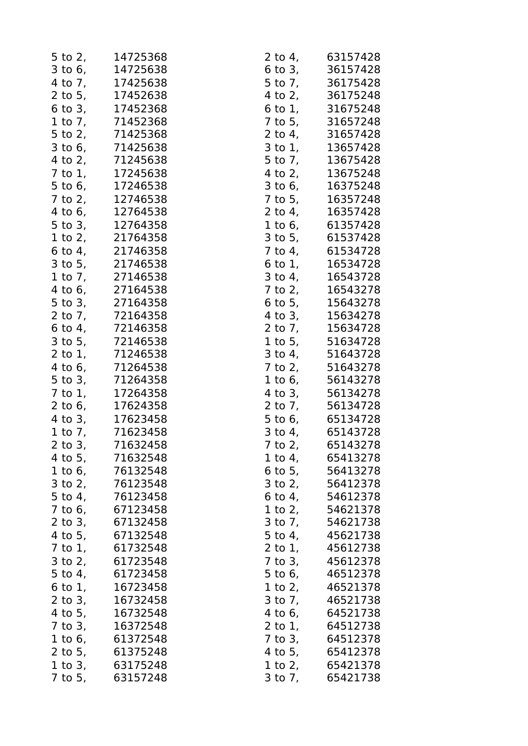5 to 2,	14725368
3 to 6,	14725638
4 to 7,	17425638
2 to 5,	17452638
6 to 3,	17452368
1 to 7,	71452368
5 to 2,	71425368
3 to 6,	71425638
4 to 2,	71245638
7 to 1,	17245638
5 to 6,	17246538
7 to 2,	12746538
4 to 6,	12764538
5 to 3,	12764358
1 to 2,	21764358
6 to 4,	21746358
3 to 5,	21746538
1 to 7,	27146538
4 to 6,	27164538
5 to 3,	27164358
2 to 7,	72164358
6 to 4,	72146358
3 to 5,	72146538
2 to 1,	71246538
4 to 6,	71264538
5 to 3,	71264358
7 to 1,	17264358
2 to 6,	17624358
4 to 3,	17623458
1 to 7,	71623458
2 to 3,	71632458
4 to 5,	71632548
1 to 6,	76132548
3 to 2,	76123548
5 to 4,	76123458
7 to 6,	67123458
2 to 3,	67132458
4 to 5,	67132548
7 to 1,	61732548
3 to 2,	61723548
5 to 4,	61723458
6 to 1,	16723458
2 to 3,	16732458
4 to 5,	16732548
7 to 3,	16372548
1 to 6,	61372548
2 to 5,	61375248
1 to 3,	63175248
7 to 5,	63157248
2 to 4,	63157428
6 to 3,	36157428
5 to 7,	36175428
4 to 2,	36175248
6 to 1,	31675248
7 to 5,	31657248
2 to 4,	31657428
3 to 1,	13657428
5 to 7,	13675428
4 to 2,	13675248
3 to 6,	16375248
7 to 5,	16357248
2 to 4,	16357428
1 to 6,	61357428
3 to 5,	61537428
7 to 4,	61534728
6 to 1,	16534728
3 to 4,	16543728
7 to 2,	16543278
6 to 5,	15643278
4 to 3,	15634278
2 to 7,	15634728
1 to 5,	51634728
3 to 4,	51643728
7 to 2,	51643278
1 to 6,	56143278
4 to 3,	56134278
2 to 7,	56134728
5 to 6,	65134728
3 to 4,	65143728
7 to 2,	65143278
1 to 4,	65413278
6 to 5,	56413278
3 to 2,	56412378
6 to 4,	54612378
1 to 2,	54621378
3 to 7,	54621738
5 to 4,	45621738
2 to 1,	45612738
7 to 3,	45612378
5 to 6,	46512378
1 to 2,	46521378
3 to 7,	46521738
4 to 6,	64521738
2 to 1,	64512738
7 to 3,	64512378
4 to 5,	65412378
1 to 2,	65421378
3 to 7,	65421738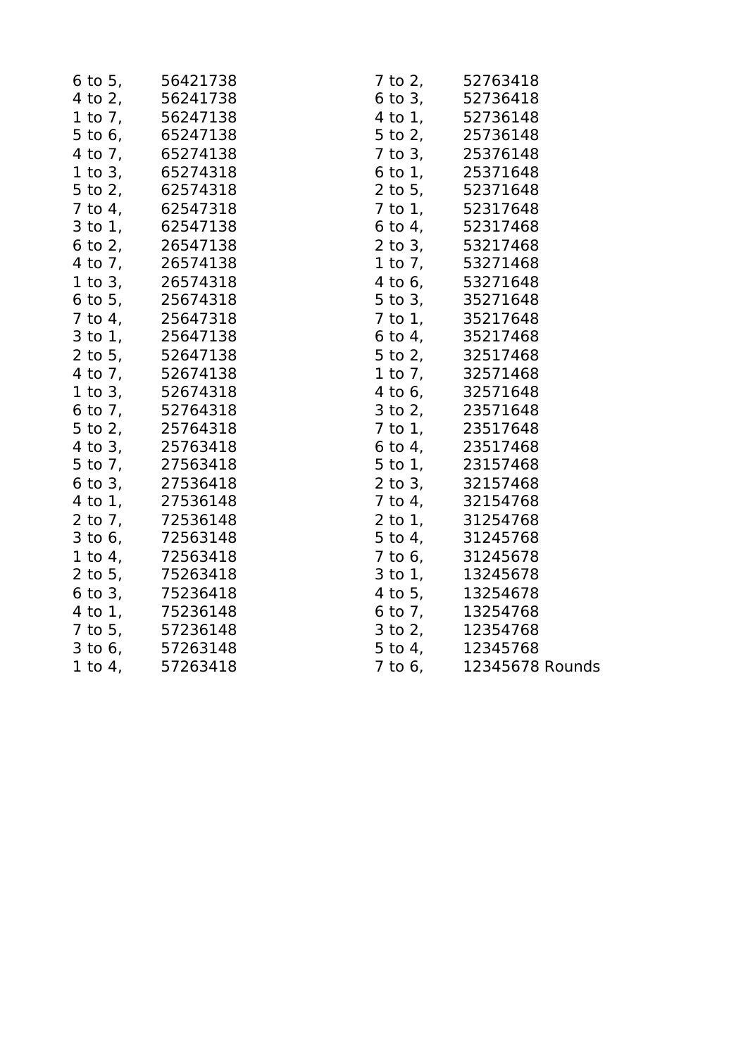6 to 5, 56421738
4 to 2, 56241738
1 to 7, 56247138
5 to 6, 65247138
4 to 7, 65274138
1 to 3, 65274318
5 to 2, 62574318
7 to 4, 62547318
3 to 1, 62547138
6 to 2, 26547138
4 to 7, 26574138
1 to 3, 26574318
6 to 5, 25674318
7 to 4, 25647318
3 to 1, 25647138
2 to 5, 52647138
4 to 7, 52674138
1 to 3, 52674318
6 to 7, 52764318
5 to 2, 25764318
4 to 3, 25763418
5 to 7, 27563418
6 to 3, 27536418
4 to 1, 27536148
2 to 7, 72536148
3 to 6, 72563148
1 to 4, 72563418
2 to 5, 75263418
6 to 3, 75236418
4 to 1, 75236148
7 to 5, 57236148
3 to 6, 57263148
1 to 4, 57263418
7 to 2, 52763418
6 to 3, 52736418
4 to 1, 52736148
5 to 2, 25736148
7 to 3, 25376148
6 to 1, 25371648
2 to 5, 52371648
7 to 1, 52317648
6 to 4, 52317468
2 to 3, 53217468
1 to 7, 53271468
4 to 6, 53271648
5 to 3, 35271648
7 to 1, 35217648
6 to 4, 35217468
5 to 2, 32517468
1 to 7, 32571468
4 to 6, 32571648
3 to 2, 23571648
7 to 1, 23517648
6 to 4, 23517468
5 to 1, 23157468
2 to 3, 32157468
7 to 4, 32154768
2 to 1, 31254768
5 to 4, 31245768
7 to 6, 31245678
3 to 1, 13245678
4 to 5, 13254678
6 to 7, 13254768
3 to 2, 12354768
5 to 4, 12345768
7 to 6, 12345678 Rounds